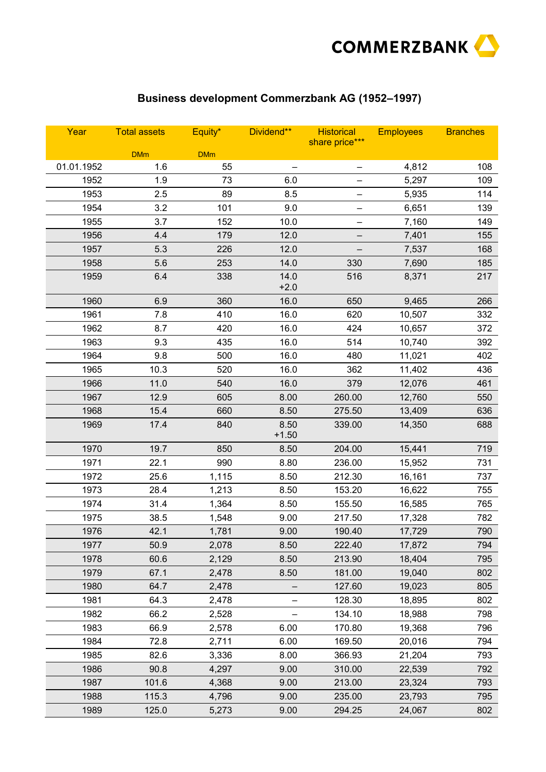COMMERZBANK

# Business development Commerzbank AG (1952–1997)

| Year | Total assets | Equity* | Dividend** | Historical share price*** | Employees | Branches |
|---|---|---|---|---|---|---|
| | DMm | DMm | | | | |
| 01.01.1952 | 1.6 | 55 | – | – | 4,812 | 108 |
| 1952 | 1.9 | 73 | 6.0 | – | 5,297 | 109 |
| 1953 | 2.5 | 89 | 8.5 | – | 5,935 | 114 |
| 1954 | 3.2 | 101 | 9.0 | – | 6,651 | 139 |
| 1955 | 3.7 | 152 | 10.0 | – | 7,160 | 149 |
| 1956 | 4.4 | 179 | 12.0 | – | 7,401 | 155 |
| 1957 | 5.3 | 226 | 12.0 | – | 7,537 | 168 |
| 1958 | 5.6 | 253 | 14.0 | 330 | 7,690 | 185 |
| 1959 | 6.4 | 338 | 14.0 +2.0 | 516 | 8,371 | 217 |
| 1960 | 6.9 | 360 | 16.0 | 650 | 9,465 | 266 |
| 1961 | 7.8 | 410 | 16.0 | 620 | 10,507 | 332 |
| 1962 | 8.7 | 420 | 16.0 | 424 | 10,657 | 372 |
| 1963 | 9.3 | 435 | 16.0 | 514 | 10,740 | 392 |
| 1964 | 9.8 | 500 | 16.0 | 480 | 11,021 | 402 |
| 1965 | 10.3 | 520 | 16.0 | 362 | 11,402 | 436 |
| 1966 | 11.0 | 540 | 16.0 | 379 | 12,076 | 461 |
| 1967 | 12.9 | 605 | 8.00 | 260.00 | 12,760 | 550 |
| 1968 | 15.4 | 660 | 8.50 | 275.50 | 13,409 | 636 |
| 1969 | 17.4 | 840 | 8.50 +1.50 | 339.00 | 14,350 | 688 |
| 1970 | 19.7 | 850 | 8.50 | 204.00 | 15,441 | 719 |
| 1971 | 22.1 | 990 | 8.80 | 236.00 | 15,952 | 731 |
| 1972 | 25.6 | 1,115 | 8.50 | 212.30 | 16,161 | 737 |
| 1973 | 28.4 | 1,213 | 8.50 | 153.20 | 16,622 | 755 |
| 1974 | 31.4 | 1,364 | 8.50 | 155.50 | 16,585 | 765 |
| 1975 | 38.5 | 1,548 | 9.00 | 217.50 | 17,328 | 782 |
| 1976 | 42.1 | 1,781 | 9.00 | 190.40 | 17,729 | 790 |
| 1977 | 50.9 | 2,078 | 8.50 | 222.40 | 17,872 | 794 |
| 1978 | 60.6 | 2,129 | 8.50 | 213.90 | 18,404 | 795 |
| 1979 | 67.1 | 2,478 | 8.50 | 181.00 | 19,040 | 802 |
| 1980 | 64.7 | 2,478 | – | 127.60 | 19,023 | 805 |
| 1981 | 64.3 | 2,478 | – | 128.30 | 18,895 | 802 |
| 1982 | 66.2 | 2,528 | – | 134.10 | 18,988 | 798 |
| 1983 | 66.9 | 2,578 | 6.00 | 170.80 | 19,368 | 796 |
| 1984 | 72.8 | 2,711 | 6.00 | 169.50 | 20,016 | 794 |
| 1985 | 82.6 | 3,336 | 8.00 | 366.93 | 21,204 | 793 |
| 1986 | 90.8 | 4,297 | 9.00 | 310.00 | 22,539 | 792 |
| 1987 | 101.6 | 4,368 | 9.00 | 213.00 | 23,324 | 793 |
| 1988 | 115.3 | 4,796 | 9.00 | 235.00 | 23,793 | 795 |
| 1989 | 125.0 | 5,273 | 9.00 | 294.25 | 24,067 | 802 |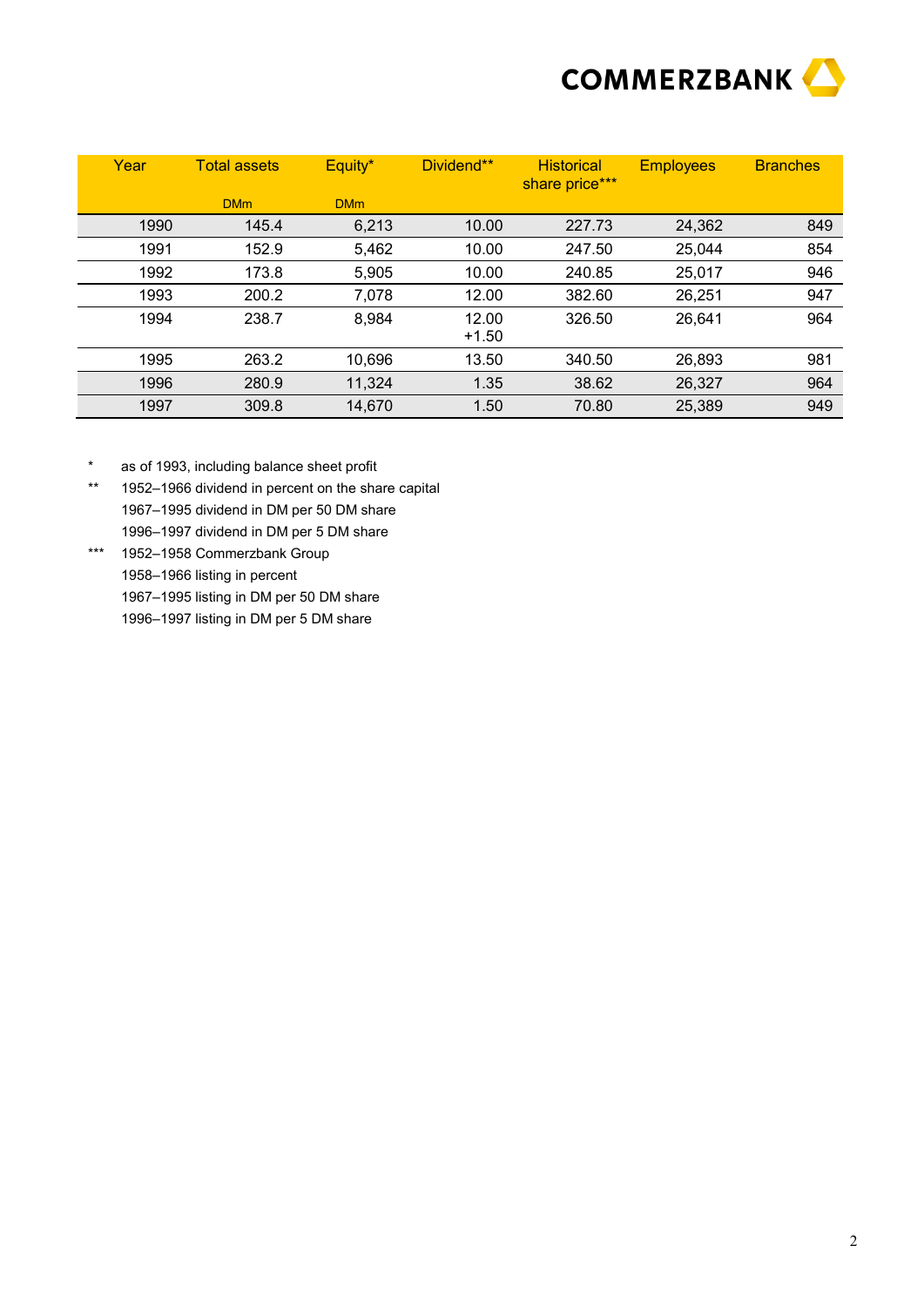| Year | Total assets | Equity* | Dividend** | Historical share price*** | Employees | Branches |
|---|---|---|---|---|---|---|
| | DMm | DMm | | | | |
| 1990 | 145.4 | 6,213 | 10.00 | 227.73 | 24,362 | 849 |
| 1991 | 152.9 | 5,462 | 10.00 | 247.50 | 25,044 | 854 |
| 1992 | 173.8 | 5,905 | 10.00 | 240.85 | 25,017 | 946 |
| 1993 | 200.2 | 7,078 | 12.00 | 382.60 | 26,251 | 947 |
| 1994 | 238.7 | 8,984 | 12.00 +1.50 | 326.50 | 26,641 | 964 |
| 1995 | 263.2 | 10,696 | 13.50 | 340.50 | 26,893 | 981 |
| 1996 | 280.9 | 11,324 | 1.35 | 38.62 | 26,327 | 964 |
| 1997 | 309.8 | 14,670 | 1.50 | 70.80 | 25,389 | 949 |

\* as of 1993, including balance sheet profit

\*\* 1952–1966 dividend in percent on the share capital
1967–1995 dividend in DM per 50 DM share
1996–1997 dividend in DM per 5 DM share

\*\*\* 1952–1958 Commerzbank Group
1958–1966 listing in percent
1967–1995 listing in DM per 50 DM share
1996–1997 listing in DM per 5 DM share